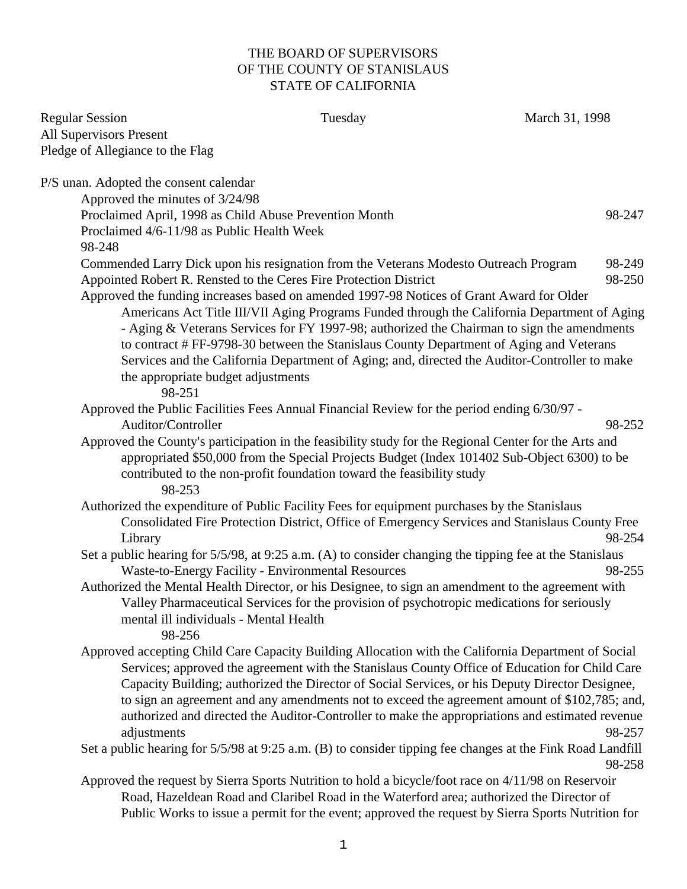THE BOARD OF SUPERVISORS
OF THE COUNTY OF STANISLAUS
STATE OF CALIFORNIA

Regular Session Tuesday March 31, 1998
All Supervisors Present
Pledge of Allegiance to the Flag

P/S unan. Adopted the consent calendar

Approved the minutes of 3/24/98

Proclaimed April, 1998 as Child Abuse Prevention Month 98-247

Proclaimed 4/6-11/98 as Public Health Week 98-248

Commended Larry Dick upon his resignation from the Veterans Modesto Outreach Program 98-249

Appointed Robert R. Rensted to the Ceres Fire Protection District 98-250

Approved the funding increases based on amended 1997-98 Notices of Grant Award for Older Americans Act Title III/VII Aging Programs Funded through the California Department of Aging - Aging & Veterans Services for FY 1997-98; authorized the Chairman to sign the amendments to contract # FF-9798-30 between the Stanislaus County Department of Aging and Veterans Services and the California Department of Aging; and, directed the Auditor-Controller to make the appropriate budget adjustments 98-251

Approved the Public Facilities Fees Annual Financial Review for the period ending 6/30/97 - Auditor/Controller 98-252

Approved the County's participation in the feasibility study for the Regional Center for the Arts and appropriated $50,000 from the Special Projects Budget (Index 101402 Sub-Object 6300) to be contributed to the non-profit foundation toward the feasibility study 98-253

Authorized the expenditure of Public Facility Fees for equipment purchases by the Stanislaus Consolidated Fire Protection District, Office of Emergency Services and Stanislaus County Free Library 98-254

Set a public hearing for 5/5/98, at 9:25 a.m. (A) to consider changing the tipping fee at the Stanislaus Waste-to-Energy Facility - Environmental Resources 98-255

Authorized the Mental Health Director, or his Designee, to sign an amendment to the agreement with Valley Pharmaceutical Services for the provision of psychotropic medications for seriously mental ill individuals - Mental Health 98-256

Approved accepting Child Care Capacity Building Allocation with the California Department of Social Services; approved the agreement with the Stanislaus County Office of Education for Child Care Capacity Building; authorized the Director of Social Services, or his Deputy Director Designee, to sign an agreement and any amendments not to exceed the agreement amount of $102,785; and, authorized and directed the Auditor-Controller to make the appropriations and estimated revenue adjustments 98-257

Set a public hearing for 5/5/98 at 9:25 a.m. (B) to consider tipping fee changes at the Fink Road Landfill 98-258

Approved the request by Sierra Sports Nutrition to hold a bicycle/foot race on 4/11/98 on Reservoir Road, Hazeldean Road and Claribel Road in the Waterford area; authorized the Director of Public Works to issue a permit for the event; approved the request by Sierra Sports Nutrition for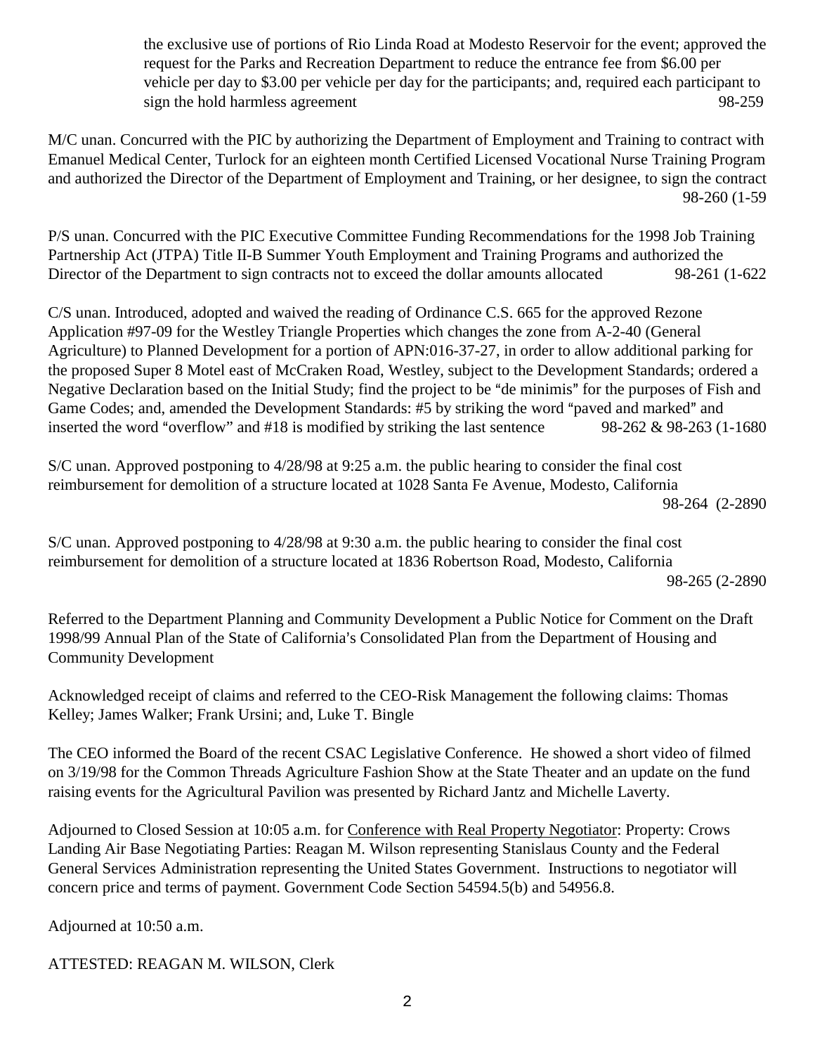the exclusive use of portions of Rio Linda Road at Modesto Reservoir for the event; approved the request for the Parks and Recreation Department to reduce the entrance fee from $6.00 per vehicle per day to $3.00 per vehicle per day for the participants; and, required each participant to sign the hold harmless agreement 98-259

M/C unan. Concurred with the PIC by authorizing the Department of Employment and Training to contract with Emanuel Medical Center, Turlock for an eighteen month Certified Licensed Vocational Nurse Training Program and authorized the Director of the Department of Employment and Training, or her designee, to sign the contract 98-260 (1-59

P/S unan. Concurred with the PIC Executive Committee Funding Recommendations for the 1998 Job Training Partnership Act (JTPA) Title II-B Summer Youth Employment and Training Programs and authorized the Director of the Department to sign contracts not to exceed the dollar amounts allocated 98-261 (1-622

C/S unan. Introduced, adopted and waived the reading of Ordinance C.S. 665 for the approved Rezone Application #97-09 for the Westley Triangle Properties which changes the zone from A-2-40 (General Agriculture) to Planned Development for a portion of APN:016-37-27, in order to allow additional parking for the proposed Super 8 Motel east of McCraken Road, Westley, subject to the Development Standards; ordered a Negative Declaration based on the Initial Study; find the project to be "de minimis" for the purposes of Fish and Game Codes; and, amended the Development Standards: #5 by striking the word "paved and marked" and inserted the word "overflow" and #18 is modified by striking the last sentence 98-262 & 98-263 (1-1680

S/C unan. Approved postponing to 4/28/98 at 9:25 a.m. the public hearing to consider the final cost reimbursement for demolition of a structure located at 1028 Santa Fe Avenue, Modesto, California 98-264 (2-2890

S/C unan. Approved postponing to 4/28/98 at 9:30 a.m. the public hearing to consider the final cost reimbursement for demolition of a structure located at 1836 Robertson Road, Modesto, California 98-265 (2-2890

Referred to the Department Planning and Community Development a Public Notice for Comment on the Draft 1998/99 Annual Plan of the State of California's Consolidated Plan from the Department of Housing and Community Development

Acknowledged receipt of claims and referred to the CEO-Risk Management the following claims: Thomas Kelley; James Walker; Frank Ursini; and, Luke T. Bingle

The CEO informed the Board of the recent CSAC Legislative Conference. He showed a short video of filmed on 3/19/98 for the Common Threads Agriculture Fashion Show at the State Theater and an update on the fund raising events for the Agricultural Pavilion was presented by Richard Jantz and Michelle Laverty.

Adjourned to Closed Session at 10:05 a.m. for Conference with Real Property Negotiator: Property: Crows Landing Air Base Negotiating Parties: Reagan M. Wilson representing Stanislaus County and the Federal General Services Administration representing the United States Government. Instructions to negotiator will concern price and terms of payment. Government Code Section 54594.5(b) and 54956.8.

Adjourned at 10:50 a.m.

ATTESTED: REAGAN M. WILSON, Clerk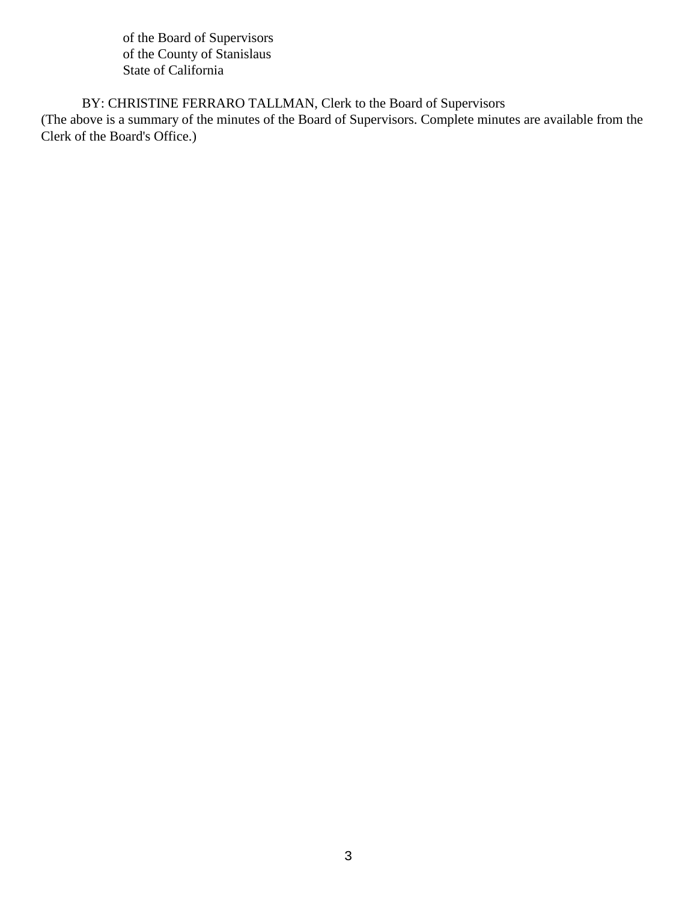of the Board of Supervisors
of the County of Stanislaus
State of California

BY: CHRISTINE FERRARO TALLMAN, Clerk to the Board of Supervisors

(The above is a summary of the minutes of the Board of Supervisors. Complete minutes are available from the Clerk of the Board's Office.)